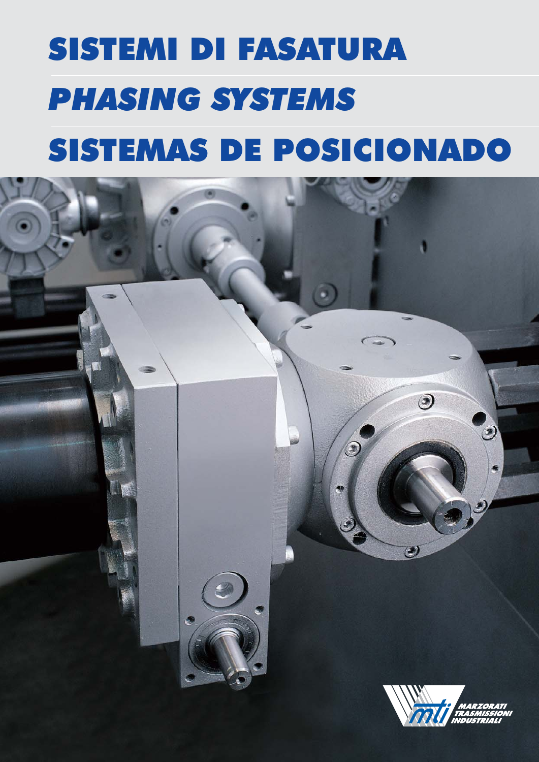# SISTEMI DI FASATURA

# *PHASING SYSTEMS*

# SISTEMAS DE POSICIONADO

MARZORATI TRASMISSIONI INDUSTRIALI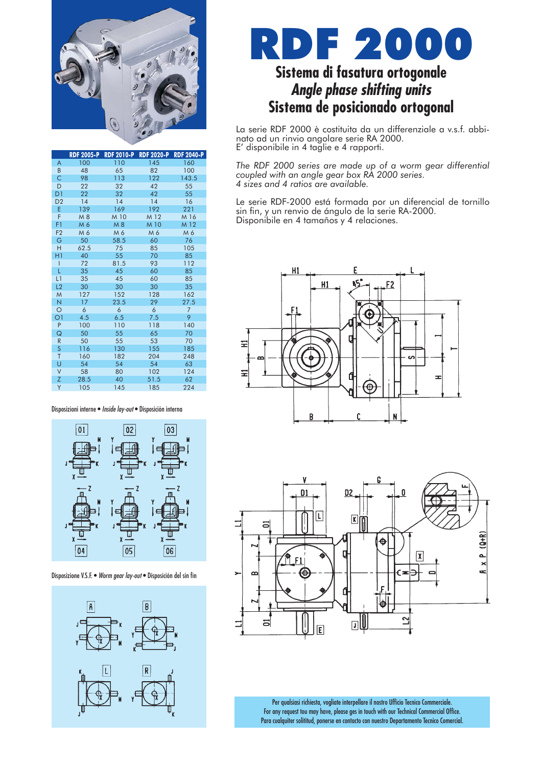# RDF 2000

## Sistema di fasatura ortogonale
## *Angle phase shifting units*
## Sistema de posicionado ortogonal

La serie RDF 2000 è costituita da un differenziale a v.s.f. abbinato ad un rinvio angolare serie RA 2000.
E' disponibile in 4 taglie e 4 rapporti.

*The RDF 2000 series are made up of a worm gear differential coupled with an angle gear box RA 2000 series.*
*4 sizes and 4 ratios are available.*

Le serie RDF-2000 está formada por un diferencial de tornillo sin fin, y un renvio de ángulo de la serie RA-2000.
Disponibile en 4 tamaños y 4 relaciones.

| | RDF 2005-P | RDF 2010-P | RDF 2020-P | RDF 2040-P |
|---|---|---|---|---|
| A | 100 | 110 | 145 | 160 |
| B | 48 | 65 | 82 | 100 |
| C | 98 | 113 | 122 | 143.5 |
| D | 22 | 32 | 42 | 55 |
| D1 | 22 | 32 | 42 | 55 |
| D2 | 14 | 14 | 14 | 16 |
| E | 139 | 169 | 192 | 221 |
| F | M 8 | M 10 | M 12 | M 16 |
| F1 | M 6 | M 8 | M 10 | M 12 |
| F2 | M 6 | M 6 | M 6 | M 6 |
| G | 50 | 58.5 | 60 | 76 |
| H | 62.5 | 75 | 85 | 105 |
| H1 | 40 | 55 | 70 | 85 |
| I | 72 | 81.5 | 93 | 112 |
| L | 35 | 45 | 60 | 85 |
| L1 | 35 | 45 | 60 | 85 |
| L2 | 30 | 30 | 30 | 35 |
| M | 127 | 152 | 128 | 162 |
| N | 17 | 23.5 | 29 | 27.5 |
| O | 6 | 6 | 6 | 7 |
| O1 | 4.5 | 6.5 | 7.5 | 9 |
| P | 100 | 110 | 118 | 140 |
| Q | 50 | 55 | 65 | 70 |
| R | 50 | 55 | 53 | 70 |
| S | 116 | 130 | 155 | 185 |
| T | 160 | 182 | 204 | 248 |
| U | 54 | 54 | 54 | 63 |
| V | 58 | 80 | 102 | 124 |
| Z | 28.5 | 40 | 51.5 | 62 |
| Y | 105 | 145 | 185 | 224 |

Disposizioni interne • *Inside lay-out* • Disposición interna

Disposizione V.S.F. • *Worm gear lay-out* • Disposición del sin fin

Per qualsiasi richiesta, vogliate interpellare il nostro Ufficio Tecnico Commerciale.
For any request tou may have, please ges in touch with our Technical Commercial Office.
Para cualquier solititud, ponerse en contacto con nuestro Departamento Tecnico Comercial.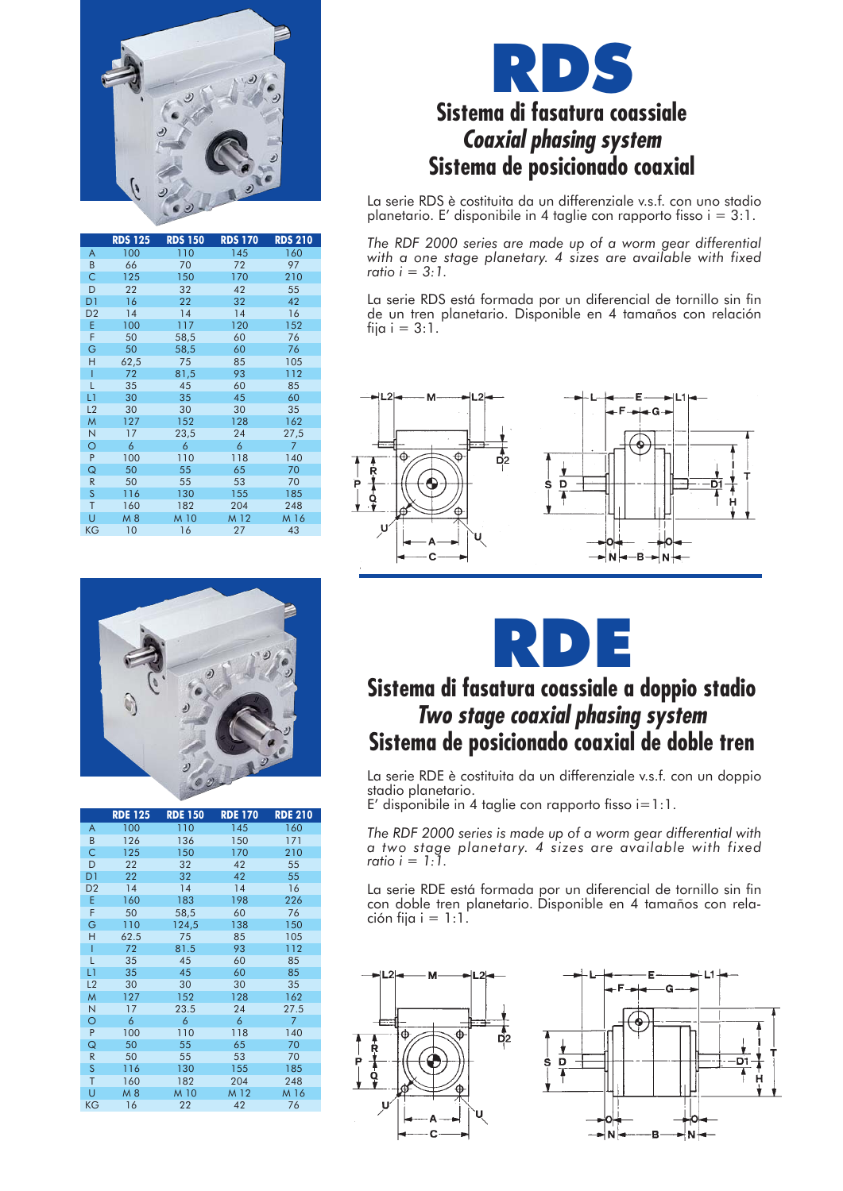# RDS

## Sistema di fasatura coassiale
## *Coaxial phasing system*
## Sistema de posicionado coaxial

La serie RDS è costituita da un differenziale v.s.f. con uno stadio planetario. E' disponibile in 4 taglie con rapporto fisso i = 3:1.

*The RDF 2000 series are made up of a worm gear differential with a one stage planetary. 4 sizes are available with fixed ratio i = 3:1.*

La serie RDS está formada por un diferencial de tornillo sin fin de un tren planetario. Disponible en 4 tamaños con relación fija i = 3:1.

| | RDS 125 | RDS 150 | RDS 170 | RDS 210 |
|---|---|---|---|---|
| A | 100 | 110 | 145 | 160 |
| B | 66 | 70 | 72 | 97 |
| C | 125 | 150 | 170 | 210 |
| D | 22 | 32 | 42 | 55 |
| D1 | 16 | 22 | 32 | 42 |
| D2 | 14 | 14 | 14 | 16 |
| E | 100 | 117 | 120 | 152 |
| F | 50 | 58,5 | 60 | 76 |
| G | 50 | 58,5 | 60 | 76 |
| H | 62,5 | 75 | 85 | 105 |
| I | 72 | 81,5 | 93 | 112 |
| L | 35 | 45 | 60 | 85 |
| L1 | 30 | 35 | 45 | 60 |
| L2 | 30 | 30 | 30 | 35 |
| M | 127 | 152 | 128 | 162 |
| N | 17 | 23,5 | 24 | 27,5 |
| O | 6 | 6 | 6 | 7 |
| P | 100 | 110 | 118 | 140 |
| Q | 50 | 55 | 65 | 70 |
| R | 50 | 55 | 53 | 70 |
| S | 116 | 130 | 155 | 185 |
| T | 160 | 182 | 204 | 248 |
| U | M 8 | M 10 | M 12 | M 16 |
| KG | 10 | 16 | 27 | 43 |

# RDE

## Sistema di fasatura coassiale a doppio stadio
## *Two stage coaxial phasing system*
## Sistema de posicionado coaxial de doble tren

La serie RDE è costituita da un differenziale v.s.f. con un doppio stadio planetario.
E' disponibile in 4 taglie con rapporto fisso i=1:1.

*The RDF 2000 series is made up of a worm gear differential with a two stage planetary. 4 sizes are available with fixed ratio i = 1:1.*

La serie RDE está formada por un diferencial de tornillo sin fin con doble tren planetario. Disponible en 4 tamaños con relación fija i = 1:1.

| | RDE 125 | RDE 150 | RDE 170 | RDE 210 |
|---|---|---|---|---|
| A | 100 | 110 | 145 | 160 |
| B | 126 | 136 | 150 | 171 |
| C | 125 | 150 | 170 | 210 |
| D | 22 | 32 | 42 | 55 |
| D1 | 22 | 32 | 42 | 55 |
| D2 | 14 | 14 | 14 | 16 |
| E | 160 | 183 | 198 | 226 |
| F | 50 | 58,5 | 60 | 76 |
| G | 110 | 124,5 | 138 | 150 |
| H | 62.5 | 75 | 85 | 105 |
| I | 72 | 81.5 | 93 | 112 |
| L | 35 | 45 | 60 | 85 |
| L1 | 35 | 45 | 60 | 85 |
| L2 | 30 | 30 | 30 | 35 |
| M | 127 | 152 | 128 | 162 |
| N | 17 | 23.5 | 24 | 27.5 |
| O | 6 | 6 | 6 | 7 |
| P | 100 | 110 | 118 | 140 |
| Q | 50 | 55 | 65 | 70 |
| R | 50 | 55 | 53 | 70 |
| S | 116 | 130 | 155 | 185 |
| T | 160 | 182 | 204 | 248 |
| U | M 8 | M 10 | M 12 | M 16 |
| KG | 16 | 22 | 42 | 76 |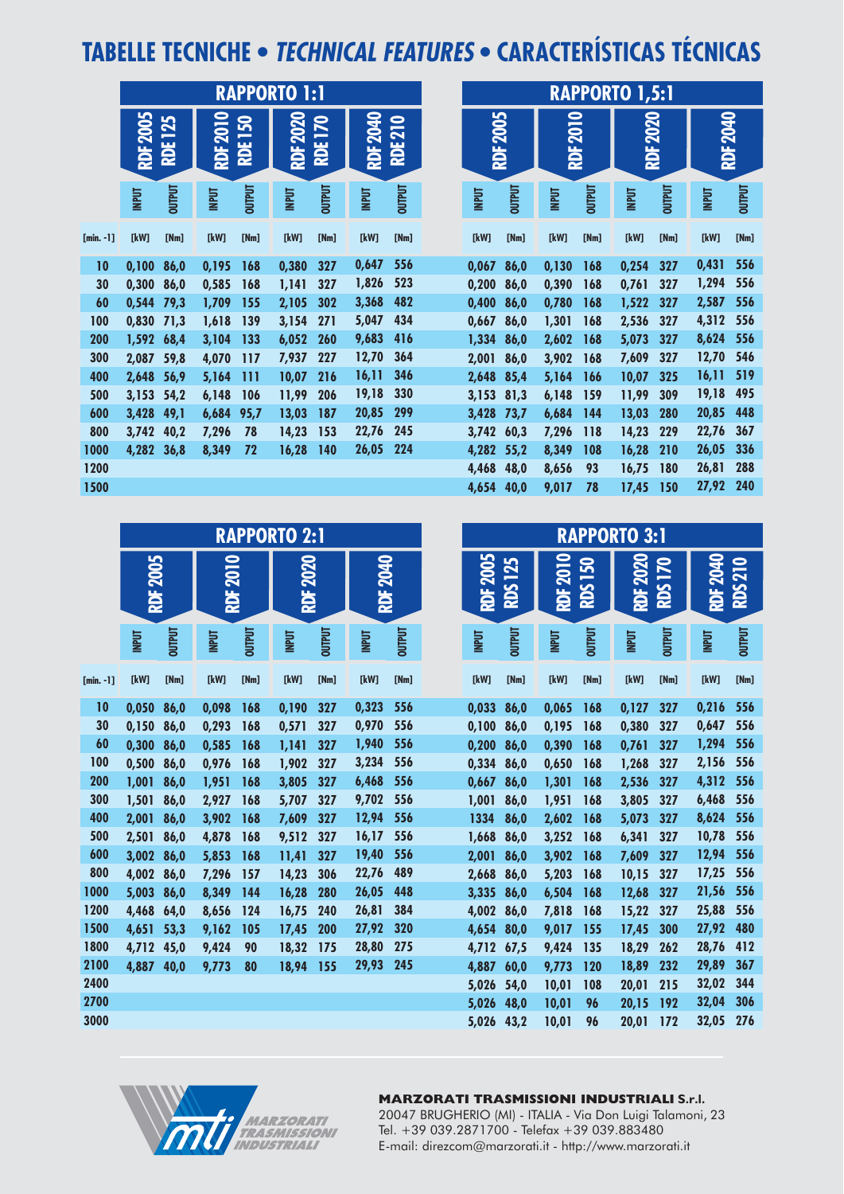# TABELLE TECNICHE • *TECHNICAL FEATURES* • CARACTERÍSTICAS TÉCNICAS

| | RAPPORTO 1:1 | | | | | | | | RAPPORTO 1,5:1 | | | | | | | |
|---|---|---|---|---|---|---|---|---|---|---|---|---|---|---|---|---|
| | RDF 2005 RDE 125 | | RDF 2010 RDE 150 | | RDF 2020 RDE 170 | | RDF 2040 RDE 210 | | RDF 2005 | | RDF 2010 | | RDF 2020 | | RDF 2040 | |
| | INPUT | OUTPUT | INPUT | OUTPUT | INPUT | OUTPUT | INPUT | OUTPUT | INPUT | OUTPUT | INPUT | OUTPUT | INPUT | OUTPUT | INPUT | OUTPUT |
| [min. -1] | [kW] | [Nm] | [kW] | [Nm] | [kW] | [Nm] | [kW] | [Nm] | [kW] | [Nm] | [kW] | [Nm] | [kW] | [Nm] | [kW] | [Nm] |
| 10 | 0,100 | 86,0 | 0,195 | 168 | 0,380 | 327 | 0,647 | 556 | 0,067 | 86,0 | 0,130 | 168 | 0,254 | 327 | 0,431 | 556 |
| 30 | 0,300 | 86,0 | 0,585 | 168 | 1,141 | 327 | 1,826 | 523 | 0,200 | 86,0 | 0,390 | 168 | 0,761 | 327 | 1,294 | 556 |
| 60 | 0,544 | 79,3 | 1,709 | 155 | 2,105 | 302 | 3,368 | 482 | 0,400 | 86,0 | 0,780 | 168 | 1,522 | 327 | 2,587 | 556 |
| 100 | 0,830 | 71,3 | 1,618 | 139 | 3,154 | 271 | 5,047 | 434 | 0,667 | 86,0 | 1,301 | 168 | 2,536 | 327 | 4,312 | 556 |
| 200 | 1,592 | 68,4 | 3,104 | 133 | 6,052 | 260 | 9,683 | 416 | 1,334 | 86,0 | 2,602 | 168 | 5,073 | 327 | 8,624 | 556 |
| 300 | 2,087 | 59,8 | 4,070 | 117 | 7,937 | 227 | 12,70 | 364 | 2,001 | 86,0 | 3,902 | 168 | 7,609 | 327 | 12,70 | 546 |
| 400 | 2,648 | 56,9 | 5,164 | 111 | 10,07 | 216 | 16,11 | 346 | 2,648 | 85,4 | 5,164 | 166 | 10,07 | 325 | 16,11 | 519 |
| 500 | 3,153 | 54,2 | 6,148 | 106 | 11,99 | 206 | 19,18 | 330 | 3,153 | 81,3 | 6,148 | 159 | 11,99 | 309 | 19,18 | 495 |
| 600 | 3,428 | 49,1 | 6,684 | 95,7 | 13,03 | 187 | 20,85 | 299 | 3,428 | 73,7 | 6,684 | 144 | 13,03 | 280 | 20,85 | 448 |
| 800 | 3,742 | 40,2 | 7,296 | 78 | 14,23 | 153 | 22,76 | 245 | 3,742 | 60,3 | 7,296 | 118 | 14,23 | 229 | 22,76 | 367 |
| 1000 | 4,282 | 36,8 | 8,349 | 72 | 16,28 | 140 | 26,05 | 224 | 4,282 | 55,2 | 8,349 | 108 | 16,28 | 210 | 26,05 | 336 |
| 1200 | | | | | | | | | 4,468 | 48,0 | 8,656 | 93 | 16,75 | 180 | 26,81 | 288 |
| 1500 | | | | | | | | | 4,654 | 40,0 | 9,017 | 78 | 17,45 | 150 | 27,92 | 240 |

| | RAPPORTO 2:1 | | | | | | | | RAPPORTO 3:1 | | | | | | | |
|---|---|---|---|---|---|---|---|---|---|---|---|---|---|---|---|---|
| | RDF 2005 | | RDF 2010 | | RDF 2020 | | RDF 2040 | | RDF 2005 RDS 125 | | RDF 2010 RDS 150 | | RDF 2020 RDS 170 | | RDF 2040 RDS 210 | |
| | INPUT | OUTPUT | INPUT | OUTPUT | INPUT | OUTPUT | INPUT | OUTPUT | INPUT | OUTPUT | INPUT | OUTPUT | INPUT | OUTPUT | INPUT | OUTPUT |
| [min. -1] | [kW] | [Nm] | [kW] | [Nm] | [kW] | [Nm] | [kW] | [Nm] | [kW] | [Nm] | [kW] | [Nm] | [kW] | [Nm] | [kW] | [Nm] |
| 10 | 0,050 | 86,0 | 0,098 | 168 | 0,190 | 327 | 0,323 | 556 | 0,033 | 86,0 | 0,065 | 168 | 0,127 | 327 | 0,216 | 556 |
| 30 | 0,150 | 86,0 | 0,293 | 168 | 0,571 | 327 | 0,970 | 556 | 0,100 | 86,0 | 0,195 | 168 | 0,380 | 327 | 0,647 | 556 |
| 60 | 0,300 | 86,0 | 0,585 | 168 | 1,141 | 327 | 1,940 | 556 | 0,200 | 86,0 | 0,390 | 168 | 0,761 | 327 | 1,294 | 556 |
| 100 | 0,500 | 86,0 | 0,976 | 168 | 1,902 | 327 | 3,234 | 556 | 0,334 | 86,0 | 0,650 | 168 | 1,268 | 327 | 2,156 | 556 |
| 200 | 1,001 | 86,0 | 1,951 | 168 | 3,805 | 327 | 6,468 | 556 | 0,667 | 86,0 | 1,301 | 168 | 2,536 | 327 | 4,312 | 556 |
| 300 | 1,501 | 86,0 | 2,927 | 168 | 5,707 | 327 | 9,702 | 556 | 1,001 | 86,0 | 1,951 | 168 | 3,805 | 327 | 6,468 | 556 |
| 400 | 2,001 | 86,0 | 3,902 | 168 | 7,609 | 327 | 12,94 | 556 | 1334 | 86,0 | 2,602 | 168 | 5,073 | 327 | 8,624 | 556 |
| 500 | 2,501 | 86,0 | 4,878 | 168 | 9,512 | 327 | 16,17 | 556 | 1,668 | 86,0 | 3,252 | 168 | 6,341 | 327 | 10,78 | 556 |
| 600 | 3,002 | 86,0 | 5,853 | 168 | 11,41 | 327 | 19,40 | 556 | 2,001 | 86,0 | 3,902 | 168 | 7,609 | 327 | 12,94 | 556 |
| 800 | 4,002 | 86,0 | 7,296 | 157 | 14,23 | 306 | 22,76 | 489 | 2,668 | 86,0 | 5,203 | 168 | 10,15 | 327 | 17,25 | 556 |
| 1000 | 5,003 | 86,0 | 8,349 | 144 | 16,28 | 280 | 26,05 | 448 | 3,335 | 86,0 | 6,504 | 168 | 12,68 | 327 | 21,56 | 556 |
| 1200 | 4,468 | 64,0 | 8,656 | 124 | 16,75 | 240 | 26,81 | 384 | 4,002 | 86,0 | 7,818 | 168 | 15,22 | 327 | 25,88 | 556 |
| 1500 | 4,651 | 53,3 | 9,162 | 105 | 17,45 | 200 | 27,92 | 320 | 4,654 | 80,0 | 9,017 | 155 | 17,45 | 300 | 27,92 | 480 |
| 1800 | 4,712 | 45,0 | 9,424 | 90 | 18,32 | 175 | 28,80 | 275 | 4,712 | 67,5 | 9,424 | 135 | 18,29 | 262 | 28,76 | 412 |
| 2100 | 4,887 | 40,0 | 9,773 | 80 | 18,94 | 155 | 29,93 | 245 | 4,887 | 60,0 | 9,773 | 120 | 18,89 | 232 | 29,89 | 367 |
| 2400 | | | | | | | | | 5,026 | 54,0 | 10,01 | 108 | 20,01 | 215 | 32,02 | 344 |
| 2700 | | | | | | | | | 5,026 | 48,0 | 10,01 | 96 | 20,15 | 192 | 32,04 | 306 |
| 3000 | | | | | | | | | 5,026 | 43,2 | 10,01 | 96 | 20,01 | 172 | 32,05 | 276 |

mti MARZORATI TRASMISSIONI INDUSTRIALI

**MARZORATI TRASMISSIONI INDUSTRIALI S.r.l.**
20047 BRUGHERIO (MI) - ITALIA - Via Don Luigi Talamoni, 23
Tel. +39 039.2871700 - Telefax +39 039.883480
E-mail: direzcom@marzorati.it - http://www.marzorati.it